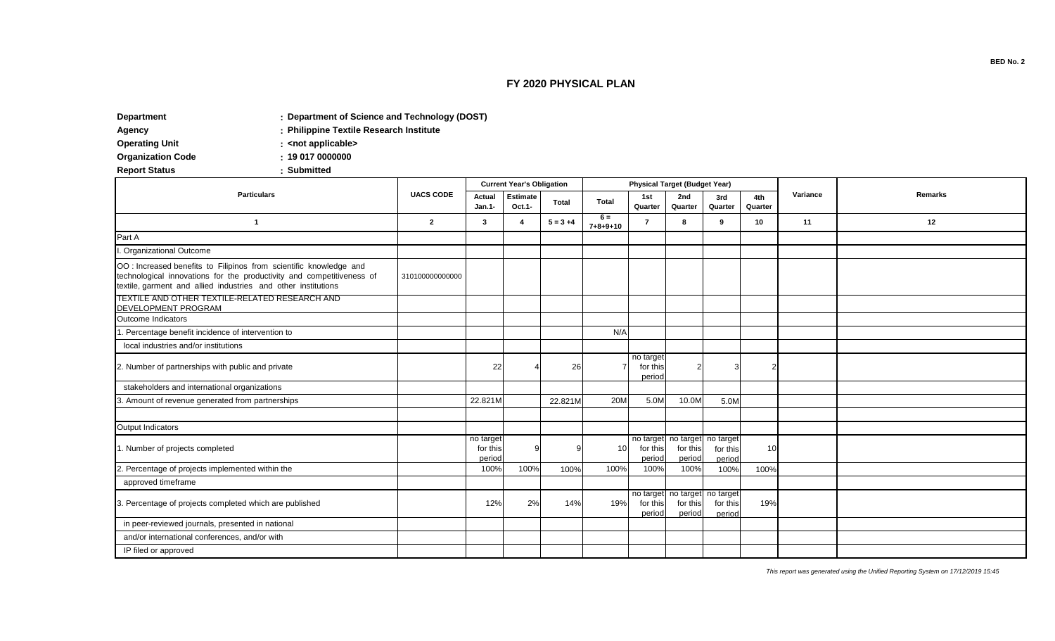**BED No. 2**

# FY 2020 PHYSICAL PLAN

**Department** : **Department of Science and Technology (DOST)**
**Agency** : **Philippine Textile Research Institute**
**Operating Unit** : **<not applicable>**
**Organization Code** : **19 017 0000000**
**Report Status** : **Submitted**

| Particulars | UACS CODE | Current Year's Obligation | | | Physical Target (Budget Year) | | | | | Variance | Remarks |
|---|---|---|---|---|---|---|---|---|---|---|---|
| | | Actual Jan.1- | Estimate Oct.1- | Total | Total | 1st Quarter | 2nd Quarter | 3rd Quarter | 4th Quarter | | |
| 1 | 2 | 3 | 4 | 5 = 3 +4 | 6 = 7+8+9+10 | 7 | 8 | 9 | 10 | 11 | 12 |
| Part A | | | | | | | | | | | |
| I. Organizational Outcome | | | | | | | | | | | |
| OO : Increased benefits to Filipinos from scientific knowledge and technological innovations for the productivity and competitiveness of textile, garment and allied industries and other institutions | 310100000000000 | | | | | | | | | | |
| TEXTILE AND OTHER TEXTILE-RELATED RESEARCH AND DEVELOPMENT PROGRAM | | | | | | | | | | | |
| Outcome Indicators | | | | | | | | | | | |
| 1. Percentage benefit incidence of intervention to | | | | | N/A | | | | | | |
| local industries and/or institutions | | | | | | | | | | | |
| 2. Number of partnerships with public and private | | 22 | 4 | 26 | 7 | no target for this period | 2 | 3 | 2 | | |
| stakeholders and international organizations | | | | | | | | | | | |
| 3. Amount of revenue generated from partnerships | | 22.821M | | 22.821M | 20M | 5.0M | 10.0M | 5.0M | | | |
| | | | | | | | | | | | |
| Output Indicators | | | | | | | | | | | |
| 1. Number of projects completed | | no target for this period | 9 | 9 | 10 | no target for this period | no target for this period | no target for this period | 10 | | |
| 2. Percentage of projects implemented within the | | 100% | 100% | 100% | 100% | 100% | 100% | 100% | 100% | | |
| approved timeframe | | | | | | | | | | | |
| 3. Percentage of projects completed which are published | | 12% | 2% | 14% | 19% | no target for this period | no target for this period | no target for this period | 19% | | |
| in peer-reviewed journals, presented in national | | | | | | | | | | | |
| and/or international conferences, and/or with | | | | | | | | | | | |
| IP filed or approved | | | | | | | | | | | |

*This report was generated using the Unified Reporting System on 17/12/2019 15:45*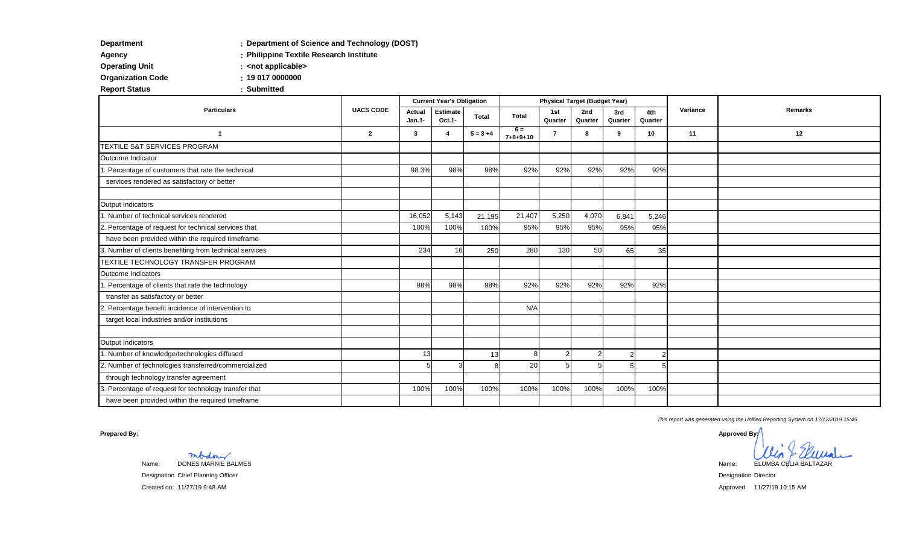**Department** : **Department of Science and Technology (DOST)**
**Agency** : **Philippine Textile Research Institute**
**Operating Unit** : **<not applicable>**
**Organization Code** : **19 017 0000000**
**Report Status** : **Submitted**

| Particulars | UACS CODE | Current Year's Obligation | | | Physical Target (Budget Year) | | | | | Variance | Remarks |
|---|---|---|---|---|---|---|---|---|---|---|---|
| | | Actual Jan.1- | Estimate Oct.1- | Total | Total | 1st Quarter | 2nd Quarter | 3rd Quarter | 4th Quarter | | |
| 1 | 2 | 3 | 4 | 5 = 3 +4 | 6 = 7+8+9+10 | 7 | 8 | 9 | 10 | 11 | 12 |
| TEXTILE S&T SERVICES PROGRAM | | | | | | | | | | | |
| Outcome Indicator | | | | | | | | | | | |
| 1. Percentage of customers that rate the technical | | 98.3% | 98% | 98% | 92% | 92% | 92% | 92% | 92% | | |
| services rendered as satisfactory or better | | | | | | | | | | | |
| | | | | | | | | | | | |
| Output Indicators | | | | | | | | | | | |
| 1. Number of technical services rendered | | 16,052 | 5,143 | 21,195 | 21,407 | 5,250 | 4,070 | 6,841 | 5,246 | | |
| 2. Percentage of request for technical services that | | 100% | 100% | 100% | 95% | 95% | 95% | 95% | 95% | | |
| have been provided within the required timeframe | | | | | | | | | | | |
| 3. Number of clients benefiting from technical services | | 234 | 16 | 250 | 280 | 130 | 50 | 65 | 35 | | |
| TEXTILE TECHNOLOGY TRANSFER PROGRAM | | | | | | | | | | | |
| Outcome Indicators | | | | | | | | | | | |
| 1. Percentage of clients that rate the technology | | 98% | 98% | 98% | 92% | 92% | 92% | 92% | 92% | | |
| transfer as satisfactory or better | | | | | | | | | | | |
| 2. Percentage benefit incidence of intervention to | | | | | N/A | | | | | | |
| target local industries and/or institutions | | | | | | | | | | | |
| | | | | | | | | | | | |
| Output Indicators | | | | | | | | | | | |
| 1. Number of knowledge/technologies diffused | | 13 | | 13 | 8 | 2 | 2 | 2 | 2 | | |
| 2. Number of technologies transferred/commercialized | | 5 | 3 | 8 | 20 | 5 | 5 | 5 | 5 | | |
| through technology transfer agreement | | | | | | | | | | | |
| 3. Percentage of request for technology transfer that | | 100% | 100% | 100% | 100% | 100% | 100% | 100% | 100% | | |
| have been provided within the required timeframe | | | | | | | | | | | |

*This report was generated using the Unified Reporting System on 17/12/2019 15:45*

**Prepared By:**

Name: DONES MARNIE BALMES
Designation Chief Planning Officer
Created on: 11/27/19 9:48 AM

**Approved By:**

Name: ELUMBA CELIA BALTAZAR
Designation Director
Approved 11/27/19 10:15 AM